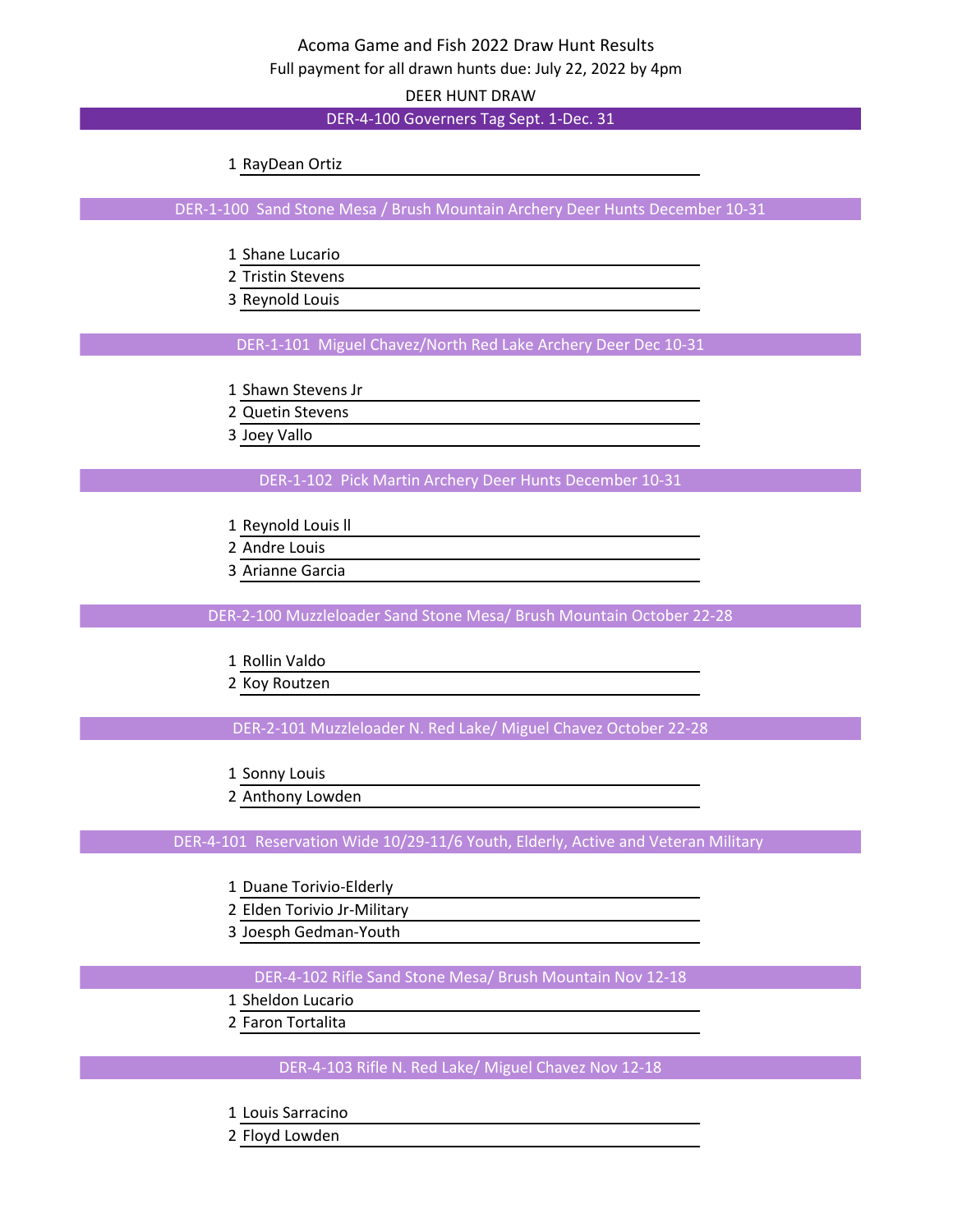# Acoma Game and Fish 2022 Draw Hunt Results

Full payment for all drawn hunts due: July 22, 2022 by 4pm

## DEER HUNT DRAW

### DER-4-100 Governers Tag Sept. 1-Dec. 31

1. RayDean Ortiz

### DER-1-100 Sand Stone Mesa / Brush Mountain Archery Deer Hunts December 10-31

1. Shane Lucario
2. Tristin Stevens
3. Reynold Louis

### DER-1-101 Miguel Chavez/North Red Lake Archery Deer Dec 10-31

1. Shawn Stevens Jr
2. Quetin Stevens
3. Joey Vallo

### DER-1-102 Pick Martin Archery Deer Hunts December 10-31

1. Reynold Louis ll
2. Andre Louis
3. Arianne Garcia

### DER-2-100 Muzzleloader Sand Stone Mesa/ Brush Mountain October 22-28

1. Rollin Valdo
2. Koy Routzen

### DER-2-101 Muzzleloader N. Red Lake/ Miguel Chavez October 22-28

1. Sonny Louis
2. Anthony Lowden

### DER-4-101 Reservation Wide 10/29-11/6 Youth, Elderly, Active and Veteran Military

1. Duane Torivio-Elderly
2. Elden Torivio Jr-Military
3. Joesph Gedman-Youth

### DER-4-102 Rifle Sand Stone Mesa/ Brush Mountain Nov 12-18

1. Sheldon Lucario
2. Faron Tortalita

### DER-4-103 Rifle N. Red Lake/ Miguel Chavez Nov 12-18

1. Louis Sarracino
2. Floyd Lowden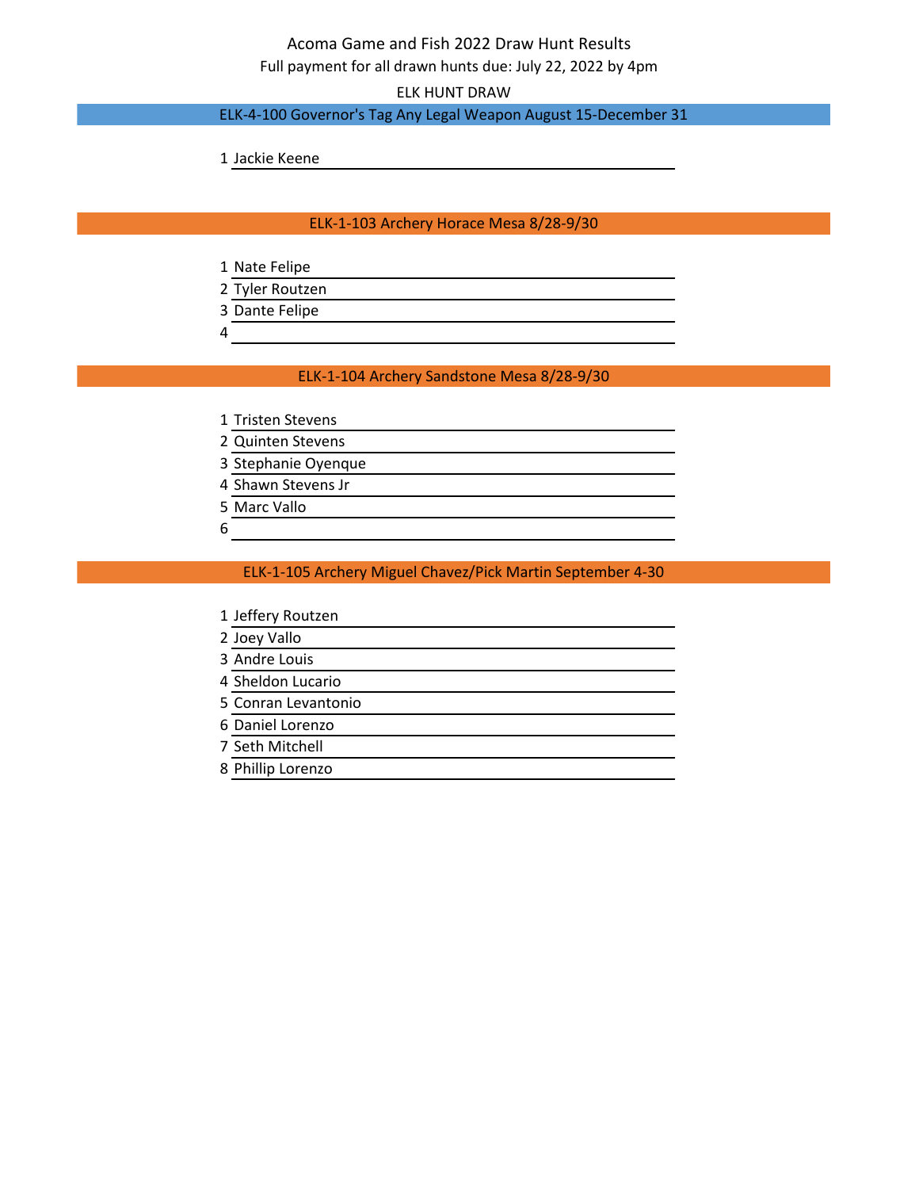# Acoma Game and Fish 2022 Draw Hunt Results

Full payment for all drawn hunts due: July 22, 2022 by 4pm

ELK HUNT DRAW

## ELK-4-100 Governor's Tag Any Legal Weapon August 15-December 31

1. Jackie Keene

## ELK-1-103 Archery Horace Mesa 8/28-9/30

1. Nate Felipe
2. Tyler Routzen
3. Dante Felipe
4. 

## ELK-1-104 Archery Sandstone Mesa 8/28-9/30

1. Tristen Stevens
2. Quinten Stevens
3. Stephanie Oyenque
4. Shawn Stevens Jr
5. Marc Vallo
6. 

## ELK-1-105 Archery Miguel Chavez/Pick Martin September 4-30

1. Jeffery Routzen
2. Joey Vallo
3. Andre Louis
4. Sheldon Lucario
5. Conran Levantonio
6. Daniel Lorenzo
7. Seth Mitchell
8. Phillip Lorenzo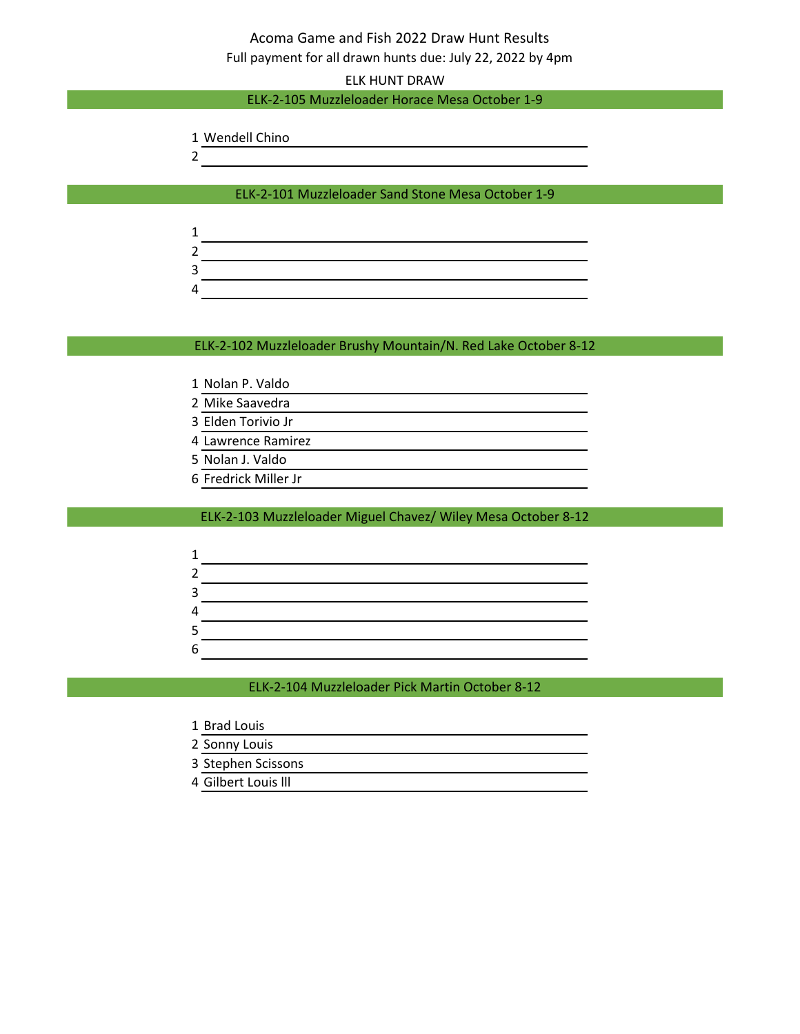# Acoma Game and Fish 2022 Draw Hunt Results

Full payment for all drawn hunts due: July 22, 2022 by 4pm

ELK HUNT DRAW

## ELK-2-105 Muzzleloader Horace Mesa October 1-9

1. Wendell Chino
2. 

## ELK-2-101 Muzzleloader Sand Stone Mesa October 1-9

1. 
2. 
3. 
4. 

## ELK-2-102 Muzzleloader Brushy Mountain/N. Red Lake October 8-12

1. Nolan P. Valdo
2. Mike Saavedra
3. Elden Torivio Jr
4. Lawrence Ramirez
5. Nolan J. Valdo
6. Fredrick Miller Jr

## ELK-2-103 Muzzleloader Miguel Chavez/ Wiley Mesa October 8-12

1. 
2. 
3. 
4. 
5. 
6. 

## ELK-2-104 Muzzleloader Pick Martin October 8-12

1. Brad Louis
2. Sonny Louis
3. Stephen Scissons
4. Gilbert Louis lll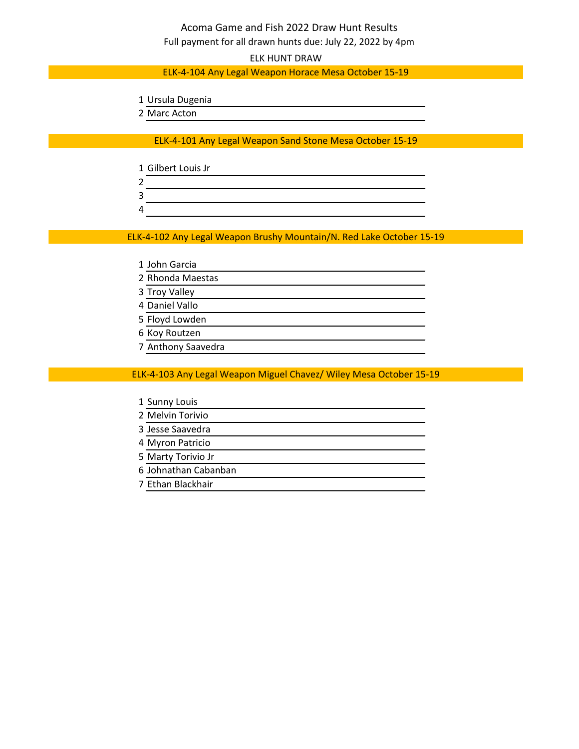Acoma Game and Fish 2022 Draw Hunt Results

Full payment for all drawn hunts due: July 22, 2022 by 4pm

ELK HUNT DRAW

## ELK-4-104 Any Legal Weapon Horace Mesa October 15-19

1. Ursula Dugenia
2. Marc Acton

## ELK-4-101 Any Legal Weapon Sand Stone Mesa October 15-19

1. Gilbert Louis Jr
2. 
3. 
4. 

## ELK-4-102 Any Legal Weapon Brushy Mountain/N. Red Lake October 15-19

1. John Garcia
2. Rhonda Maestas
3. Troy Valley
4. Daniel Vallo
5. Floyd Lowden
6. Koy Routzen
7. Anthony Saavedra

## ELK-4-103 Any Legal Weapon Miguel Chavez/ Wiley Mesa October 15-19

1. Sunny Louis
2. Melvin Torivio
3. Jesse Saavedra
4. Myron Patricio
5. Marty Torivio Jr
6. Johnathan Cabanban
7. Ethan Blackhair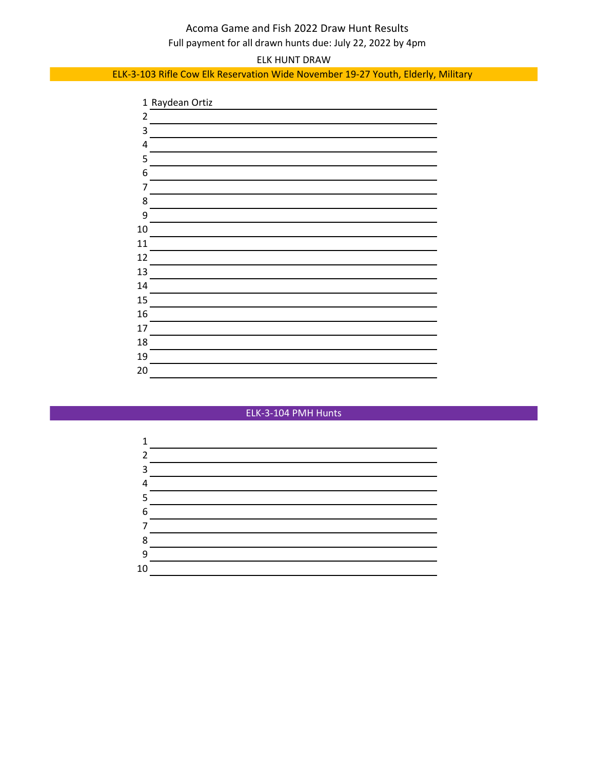Acoma Game and Fish 2022 Draw Hunt Results

Full payment for all drawn hunts due: July 22, 2022 by 4pm

ELK HUNT DRAW

## ELK-3-103 Rifle Cow Elk Reservation Wide November 19-27 Youth, Elderly, Military

| | |
|---|---|
| 1 | Raydean Ortiz |
| 2 | |
| 3 | |
| 4 | |
| 5 | |
| 6 | |
| 7 | |
| 8 | |
| 9 | |
| 10 | |
| 11 | |
| 12 | |
| 13 | |
| 14 | |
| 15 | |
| 16 | |
| 17 | |
| 18 | |
| 19 | |
| 20 | |

## ELK-3-104 PMH Hunts

| | |
|---|---|
| 1 | |
| 2 | |
| 3 | |
| 4 | |
| 5 | |
| 6 | |
| 7 | |
| 8 | |
| 9 | |
| 10 | |